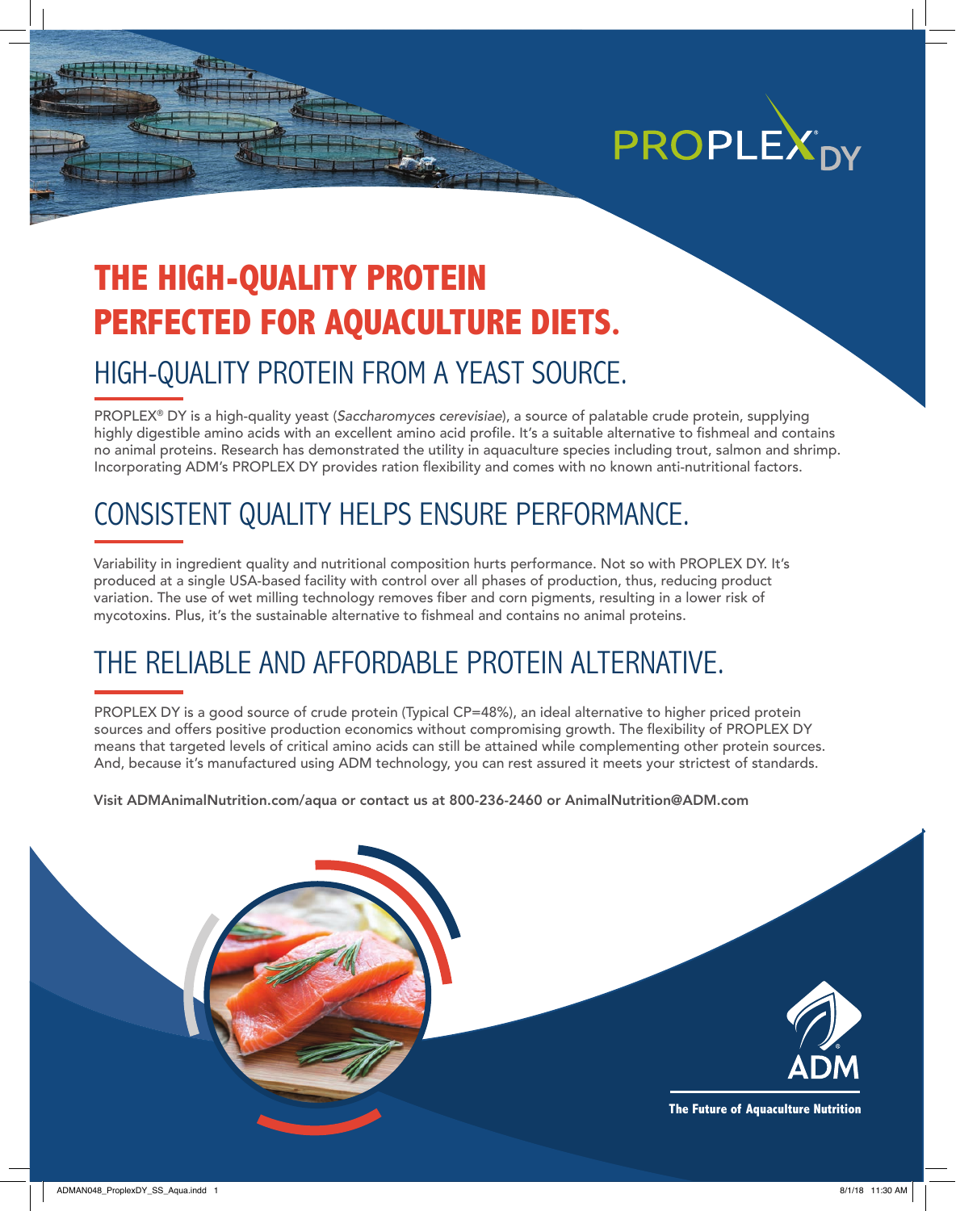PROPLEX® DY

# THE HIGH-QUALITY PROTEIN PERFECTED FOR AQUACULTURE DIETS.

## HIGH-QUALITY PROTEIN FROM A YEAST SOURCE.

PROPLEX® DY is a high-quality yeast (*Saccharomyces cerevisiae*), a source of palatable crude protein, supplying highly digestible amino acids with an excellent amino acid profile. It's a suitable alternative to fishmeal and contains no animal proteins. Research has demonstrated the utility in aquaculture species including trout, salmon and shrimp. Incorporating ADM's PROPLEX DY provides ration flexibility and comes with no known anti-nutritional factors.

## CONSISTENT QUALITY HELPS ENSURE PERFORMANCE.

Variability in ingredient quality and nutritional composition hurts performance. Not so with PROPLEX DY. It's produced at a single USA-based facility with control over all phases of production, thus, reducing product variation. The use of wet milling technology removes fiber and corn pigments, resulting in a lower risk of mycotoxins. Plus, it's the sustainable alternative to fishmeal and contains no animal proteins.

## THE RELIABLE AND AFFORDABLE PROTEIN ALTERNATIVE.

PROPLEX DY is a good source of crude protein (Typical CP=48%), an ideal alternative to higher priced protein sources and offers positive production economics without compromising growth. The flexibility of PROPLEX DY means that targeted levels of critical amino acids can still be attained while complementing other protein sources. And, because it's manufactured using ADM technology, you can rest assured it meets your strictest of standards.

**Visit ADMAnimalNutrition.com/aqua or contact us at 800-236-2460 or AnimalNutrition@ADM.com**

ADM®

**The Future of Aquaculture Nutrition**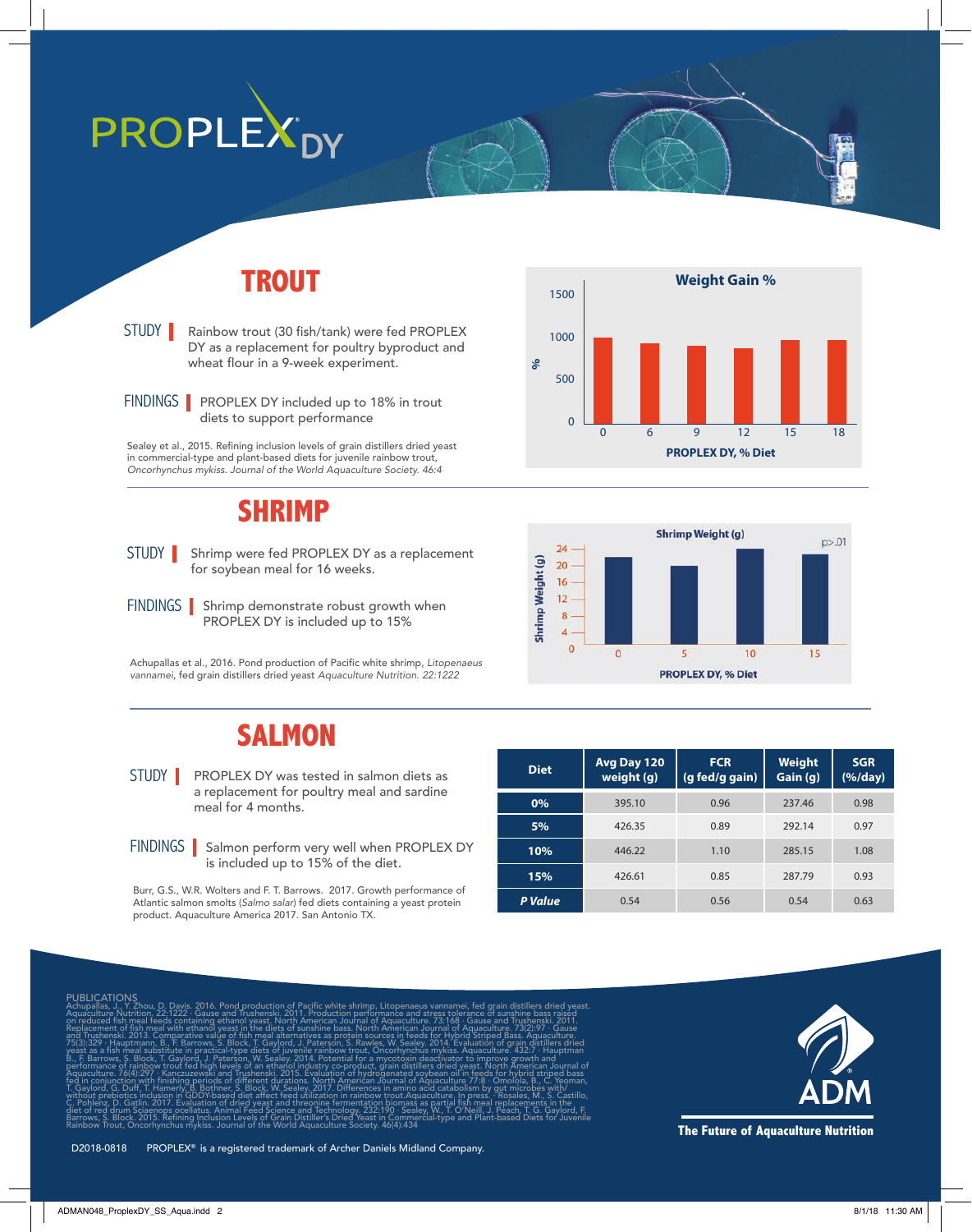# PROPLEX DY

## TROUT

**STUDY** Rainbow trout (30 fish/tank) were fed PROPLEX DY as a replacement for poultry byproduct and wheat flour in a 9-week experiment.

**FINDINGS** PROPLEX DY included up to 18% in trout diets to support performance

Sealey et al., 2015. Refining inclusion levels of grain distillers dried yeast in commercial-type and plant-based diets for juvenile rainbow trout, *Oncorhynchus mykiss. Journal of the World Aquaculture Society. 46:4*

Weight Gain %

%

1500
1000
500
0

0 6 9 12 15 18

PROPLEX DY, % Diet

## SHRIMP

**STUDY** Shrimp were fed PROPLEX DY as a replacement for soybean meal for 16 weeks.

**FINDINGS** Shrimp demonstrate robust growth when PROPLEX DY is included up to 15%

Achupallas et al., 2016. Pond production of Pacific white shrimp, *Litopenaeus vannamei*, fed grain distillers dried yeast *Aquaculture Nutrition. 22:1222*

Shrimp Weight (g)

p>.01

Shrimp Weight (g)

24
20
16
12
8
4
0

0 5 10 15

PROPLEX DY, % Diet

## SALMON

**STUDY** PROPLEX DY was tested in salmon diets as a replacement for poultry meal and sardine meal for 4 months.

**FINDINGS** Salmon perform very well when PROPLEX DY is included up to 15% of the diet.

Burr, G.S., W.R. Wolters and F. T. Barrows. 2017. Growth performance of Atlantic salmon smolts (*Salmo salar*) fed diets containing a yeast protein product. Aquaculture America 2017. San Antonio TX.

| Diet | Avg Day 120 weight (g) | FCR (g fed/g gain) | Weight Gain (g) | SGR (%/day) |
|---|---|---|---|---|
| 0% | 395.10 | 0.96 | 237.46 | 0.98 |
| 5% | 426.35 | 0.89 | 292.14 | 0.97 |
| 10% | 446.22 | 1.10 | 285.15 | 1.08 |
| 15% | 426.61 | 0.85 | 287.79 | 0.93 |
| *P Value* | 0.54 | 0.56 | 0.54 | 0.63 |

PUBLICATIONS
Achupallas, J., Y. Zhou, D. Davis. 2016. Pond production of Pacific white shrimp, Litopenaeus vannamei, fed grain distillers dried yeast. Aquaculture Nutrition. 22:1222 · Gause and Trushenski. 2011. Production performance and stress tolerance of sunshine bass raised on reduced fish meal feeds containing ethanol yeast. North American Journal of Aquaculture. 73:168 · Gause and Trushenski. 2011. Replacement of fish meal with ethanol yeast in the diets of sunshine bass. North American Journal of Aquaculture. 73(2):97 · Gause and Trushenski. 2013. Comparative value of fish meal alternatives as protein sources in feeds for Hybrid Striped Bass. Aquaculture. 75(3):329 · Hauptmann, B., F. Barrows, S. Block, T. Gaylord, J. Paterson, S. Rawles, W. Sealey. 2014. Evaluation of grain distillers dried yeast as a fish meal substitute in practical-type diets of juvenile rainbow trout, Oncorhynchus mykiss. Aquaculture. 432:7 · Hauptman B., F. Barrows, S. Block, T. Gaylord, J. Paterson, W. Sealey. 2014. Potential for a mycotoxin deactivator to improve growth and performance of rainbow trout fed high levels of an ethanol industry co-product, grain distillers dried yeast. North American Journal of Aquaculture. 76(4):297 · Kanczuzewski and Trushenski. 2015. Evaluation of hydrogenated soybean oil in feeds for hybrid striped bass fed in conjunction with finishing periods of different durations. North American Journal of Aquaculture 77:8 · Omolola, B., C. Yeoman, T. Gaylord, G. Duff, T. Hamerly, B. Bothner, S. Block, W. Sealey. 2017. Differences in amino acid catabolism by gut microbes with/ without prebiotics inclusion in GDDY-based diet affect feed utilization in rainbow trout.Aquaculture. In press. · Rosales, M., S. Castillo, C. Pohlenz, D. Gatlin. 2017. Evaluation of dried yeast and threonine fermentation biomass as partial fish meal replacements in the diet of red drum Sciaenops ocellatus. Animal Feed Science and Technology. 232:190 · Sealey, W., T. O'Neill, J. Peach, T. G. Gaylord, F. Barrows, S. Block. 2015. Refining Inclusion Levels of Grain Distiller's Dried Yeast in Commercial-type and Plant-based Diets for Juvenile Rainbow Trout, Oncorhynchus mykiss. Journal of the World Aquaculture Society. 46(4):434

ADM

The Future of Aquaculture Nutrition

D2018-0818 PROPLEX® is a registered trademark of Archer Daniels Midland Company.